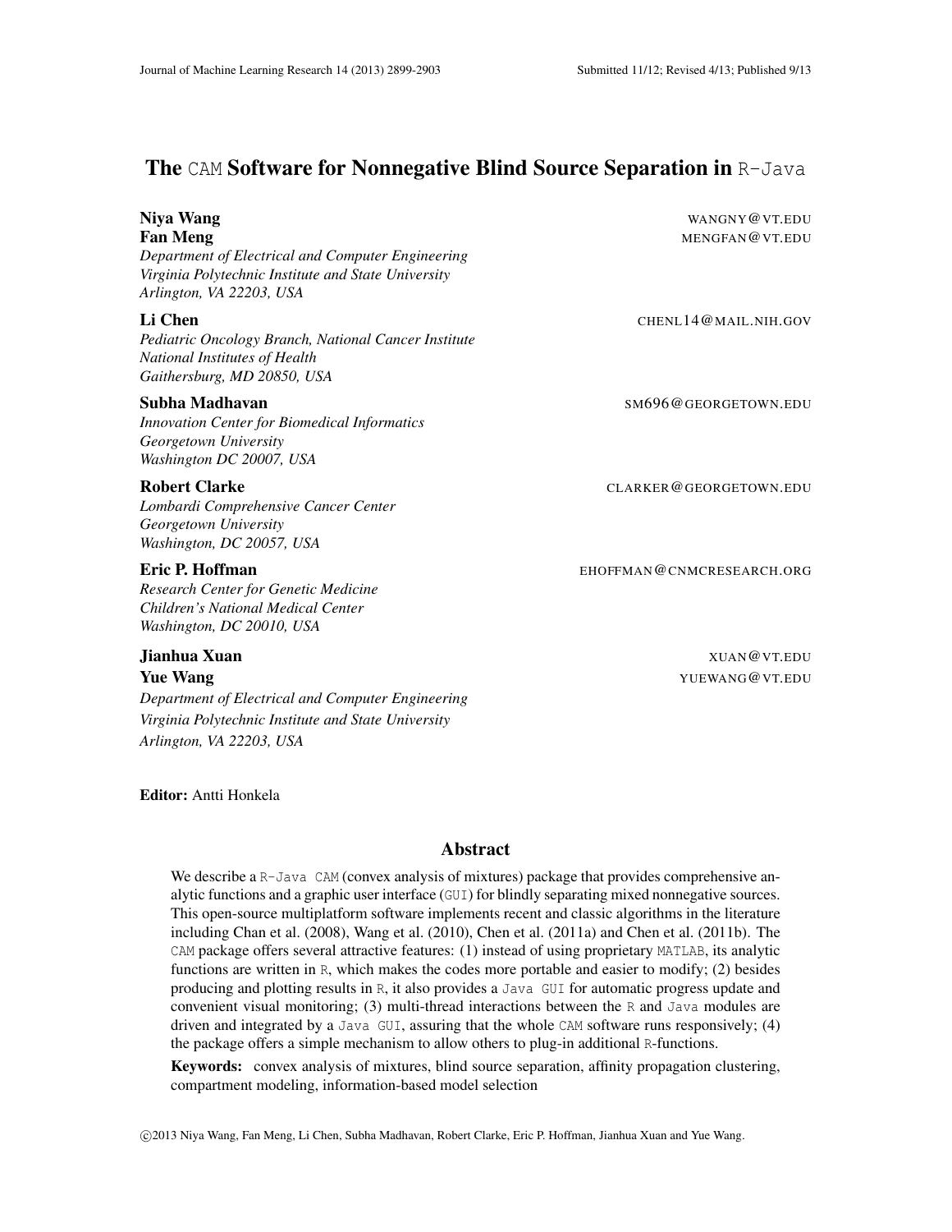# The `CAM` Software for Nonnegative Blind Source Separation in `R-Java`

**Niya Wang** WANGNY@VT.EDU
**Fan Meng** MENGFAN@VT.EDU
*Department of Electrical and Computer Engineering*
*Virginia Polytechnic Institute and State University*
*Arlington, VA 22203, USA*

**Li Chen** CHENL14@MAIL.NIH.GOV
*Pediatric Oncology Branch, National Cancer Institute*
*National Institutes of Health*
*Gaithersburg, MD 20850, USA*

**Subha Madhavan** SM696@GEORGETOWN.EDU
*Innovation Center for Biomedical Informatics*
*Georgetown University*
*Washington DC 20007, USA*

**Robert Clarke** CLARKER@GEORGETOWN.EDU
*Lombardi Comprehensive Cancer Center*
*Georgetown University*
*Washington, DC 20057, USA*

**Eric P. Hoffman** EHOFFMAN@CNMCRESEARCH.ORG
*Research Center for Genetic Medicine*
*Children's National Medical Center*
*Washington, DC 20010, USA*

**Jianhua Xuan** XUAN@VT.EDU
**Yue Wang** YUEWANG@VT.EDU
*Department of Electrical and Computer Engineering*
*Virginia Polytechnic Institute and State University*
*Arlington, VA 22203, USA*

**Editor:** Antti Honkela

## Abstract

We describe a `R-Java` `CAM` (convex analysis of mixtures) package that provides comprehensive analytic functions and a graphic user interface (`GUI`) for blindly separating mixed nonnegative sources. This open-source multiplatform software implements recent and classic algorithms in the literature including Chan et al. (2008), Wang et al. (2010), Chen et al. (2011a) and Chen et al. (2011b). The `CAM` package offers several attractive features: (1) instead of using proprietary `MATLAB`, its analytic functions are written in `R`, which makes the codes more portable and easier to modify; (2) besides producing and plotting results in `R`, it also provides a `Java GUI` for automatic progress update and convenient visual monitoring; (3) multi-thread interactions between the `R` and `Java` modules are driven and integrated by a `Java GUI`, assuring that the whole `CAM` software runs responsively; (4) the package offers a simple mechanism to allow others to plug-in additional `R`-functions.

**Keywords:** convex analysis of mixtures, blind source separation, affinity propagation clustering, compartment modeling, information-based model selection

©2013 Niya Wang, Fan Meng, Li Chen, Subha Madhavan, Robert Clarke, Eric P. Hoffman, Jianhua Xuan and Yue Wang.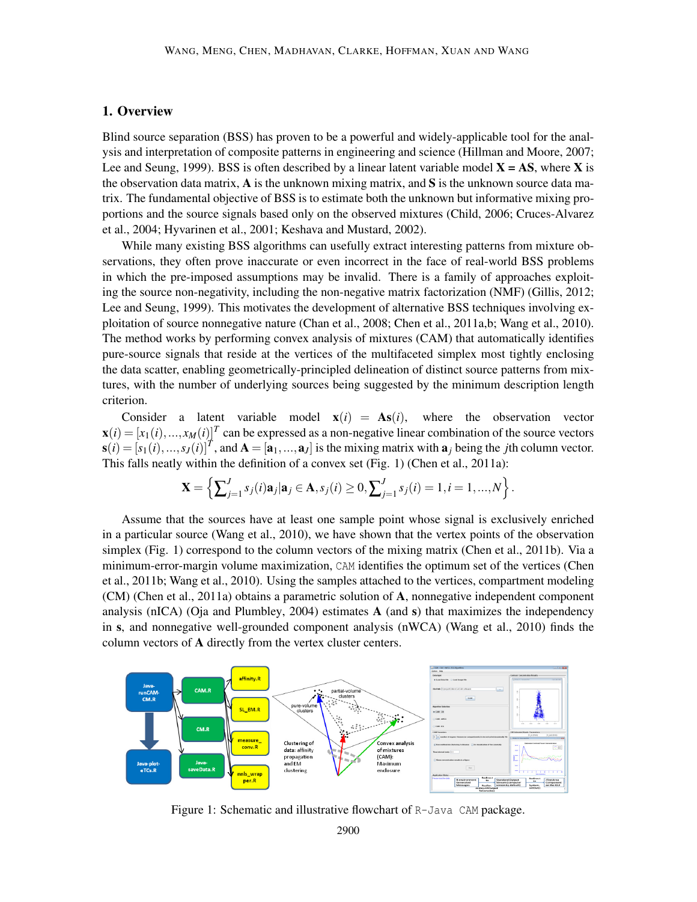## 1. Overview

Blind source separation (BSS) has proven to be a powerful and widely-applicable tool for the analysis and interpretation of composite patterns in engineering and science (Hillman and Moore, 2007; Lee and Seung, 1999). BSS is often described by a linear latent variable model **X = AS**, where **X** is the observation data matrix, **A** is the unknown mixing matrix, and **S** is the unknown source data matrix. The fundamental objective of BSS is to estimate both the unknown but informative mixing proportions and the source signals based only on the observed mixtures (Child, 2006; Cruces-Alvarez et al., 2004; Hyvarinen et al., 2001; Keshava and Mustard, 2002).

While many existing BSS algorithms can usefully extract interesting patterns from mixture observations, they often prove inaccurate or even incorrect in the face of real-world BSS problems in which the pre-imposed assumptions may be invalid. There is a family of approaches exploiting the source non-negativity, including the non-negative matrix factorization (NMF) (Gillis, 2012; Lee and Seung, 1999). This motivates the development of alternative BSS techniques involving exploitation of source nonnegative nature (Chan et al., 2008; Chen et al., 2011a,b; Wang et al., 2010). The method works by performing convex analysis of mixtures (CAM) that automatically identifies pure-source signals that reside at the vertices of the multifaceted simplex most tightly enclosing the data scatter, enabling geometrically-principled delineation of distinct source patterns from mixtures, with the number of underlying sources being suggested by the minimum description length criterion.

Consider a latent variable model $\mathbf{x}(i) = \mathbf{A}\mathbf{s}(i)$, where the observation vector $\mathbf{x}(i) = [x_1(i), ..., x_M(i)]^T$ can be expressed as a non-negative linear combination of the source vectors $\mathbf{s}(i) = [s_1(i), ..., s_J(i)]^T$, and $\mathbf{A} = [\mathbf{a}_1, ..., \mathbf{a}_J]$ is the mixing matrix with $\mathbf{a}_j$ being the $j$th column vector. This falls neatly within the definition of a convex set (Fig. 1) (Chen et al., 2011a):

$$\mathbf{X} = \left\{ \sum\nolimits_{j=1}^{J} s_j(i)\mathbf{a}_j | \mathbf{a}_j \in \mathbf{A}, s_j(i) \geq 0, \sum\nolimits_{j=1}^{J} s_j(i) = 1, i = 1, ..., N \right\}.$$

Assume that the sources have at least one sample point whose signal is exclusively enriched in a particular source (Wang et al., 2010), we have shown that the vertex points of the observation simplex (Fig. 1) correspond to the column vectors of the mixing matrix (Chen et al., 2011b). Via a minimum-error-margin volume maximization, `CAM` identifies the optimum set of the vertices (Chen et al., 2011b; Wang et al., 2010). Using the samples attached to the vertices, compartment modeling (CM) (Chen et al., 2011a) obtains a parametric solution of **A**, nonnegative independent component analysis (nICA) (Oja and Plumbley, 2004) estimates **A** (and **s**) that maximizes the independency in **s**, and nonnegative well-grounded component analysis (nWCA) (Wang et al., 2010) finds the column vectors of **A** directly from the vertex cluster centers.

Figure 1: Schematic and illustrative flowchart of `R-Java CAM` package.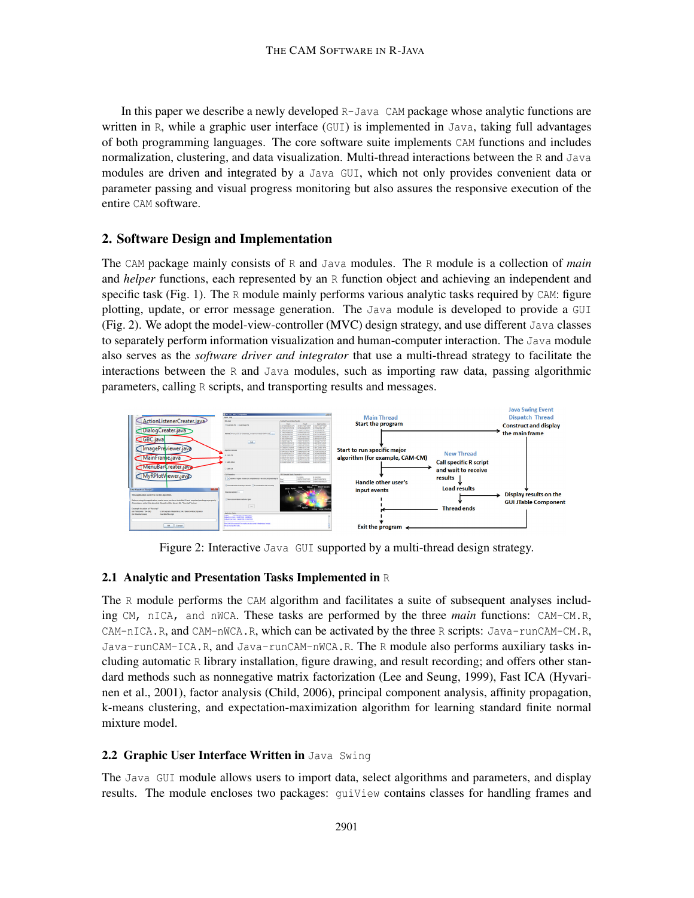In this paper we describe a newly developed R-Java CAM package whose analytic functions are written in R, while a graphic user interface (GUI) is implemented in Java, taking full advantages of both programming languages. The core software suite implements CAM functions and includes normalization, clustering, and data visualization. Multi-thread interactions between the R and Java modules are driven and integrated by a Java GUI, which not only provides convenient data or parameter passing and visual progress monitoring but also assures the responsive execution of the entire CAM software.

## 2. Software Design and Implementation

The CAM package mainly consists of R and Java modules. The R module is a collection of *main* and *helper* functions, each represented by an R function object and achieving an independent and specific task (Fig. 1). The R module mainly performs various analytic tasks required by CAM: figure plotting, update, or error message generation. The Java module is developed to provide a GUI (Fig. 2). We adopt the model-view-controller (MVC) design strategy, and use different Java classes to separately perform information visualization and human-computer interaction. The Java module also serves as the *software driver and integrator* that use a multi-thread strategy to facilitate the interactions between the R and Java modules, such as importing raw data, passing algorithmic parameters, calling R scripts, and transporting results and messages.

Figure 2: Interactive Java GUI supported by a multi-thread design strategy.

### 2.1 Analytic and Presentation Tasks Implemented in R

The R module performs the CAM algorithm and facilitates a suite of subsequent analyses including CM, nICA, and nWCA. These tasks are performed by the three *main* functions: CAM-CM.R, CAM-nICA.R, and CAM-nWCA.R, which can be activated by the three R scripts: Java-runCAM-CM.R, Java-runCAM-ICA.R, and Java-runCAM-nWCA.R. The R module also performs auxiliary tasks including automatic R library installation, figure drawing, and result recording; and offers other standard methods such as nonnegative matrix factorization (Lee and Seung, 1999), Fast ICA (Hyvarinen et al., 2001), factor analysis (Child, 2006), principal component analysis, affinity propagation, k-means clustering, and expectation-maximization algorithm for learning standard finite normal mixture model.

### 2.2 Graphic User Interface Written in Java Swing

The Java GUI module allows users to import data, select algorithms and parameters, and display results. The module encloses two packages: guiView contains classes for handling frames and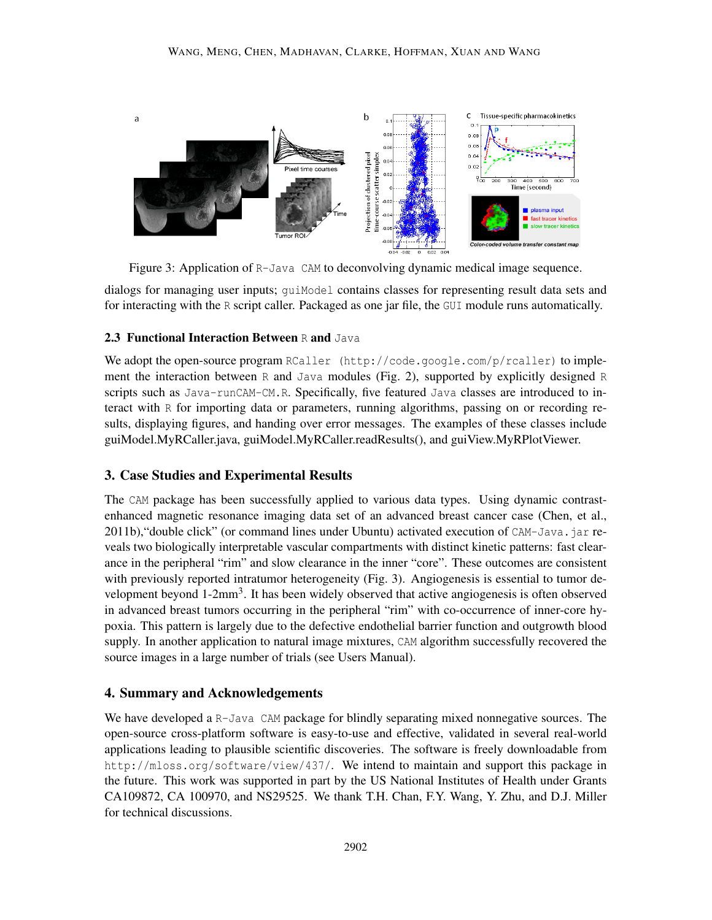Figure 3: Application of R-Java CAM to deconvolving dynamic medical image sequence.

dialogs for managing user inputs; guiModel contains classes for representing result data sets and for interacting with the R script caller. Packaged as one jar file, the GUI module runs automatically.

### 2.3 Functional Interaction Between R and Java

We adopt the open-source program RCaller (http://code.google.com/p/rcaller) to implement the interaction between R and Java modules (Fig. 2), supported by explicitly designed R scripts such as Java-runCAM-CM.R. Specifically, five featured Java classes are introduced to interact with R for importing data or parameters, running algorithms, passing on or recording results, displaying figures, and handing over error messages. The examples of these classes include guiModel.MyRCaller.java, guiModel.MyRCaller.readResults(), and guiView.MyRPlotViewer.

## 3. Case Studies and Experimental Results

The CAM package has been successfully applied to various data types. Using dynamic contrast-enhanced magnetic resonance imaging data set of an advanced breast cancer case (Chen, et al., 2011b),"double click" (or command lines under Ubuntu) activated execution of CAM-Java.jar reveals two biologically interpretable vascular compartments with distinct kinetic patterns: fast clearance in the peripheral "rim" and slow clearance in the inner "core". These outcomes are consistent with previously reported intratumor heterogeneity (Fig. 3). Angiogenesis is essential to tumor development beyond 1-2mm$^3$. It has been widely observed that active angiogenesis is often observed in advanced breast tumors occurring in the peripheral "rim" with co-occurrence of inner-core hypoxia. This pattern is largely due to the defective endothelial barrier function and outgrowth blood supply. In another application to natural image mixtures, CAM algorithm successfully recovered the source images in a large number of trials (see Users Manual).

## 4. Summary and Acknowledgements

We have developed a R-Java CAM package for blindly separating mixed nonnegative sources. The open-source cross-platform software is easy-to-use and effective, validated in several real-world applications leading to plausible scientific discoveries. The software is freely downloadable from http://mloss.org/software/view/437/. We intend to maintain and support this package in the future. This work was supported in part by the US National Institutes of Health under Grants CA109872, CA 100970, and NS29525. We thank T.H. Chan, F.Y. Wang, Y. Zhu, and D.J. Miller for technical discussions.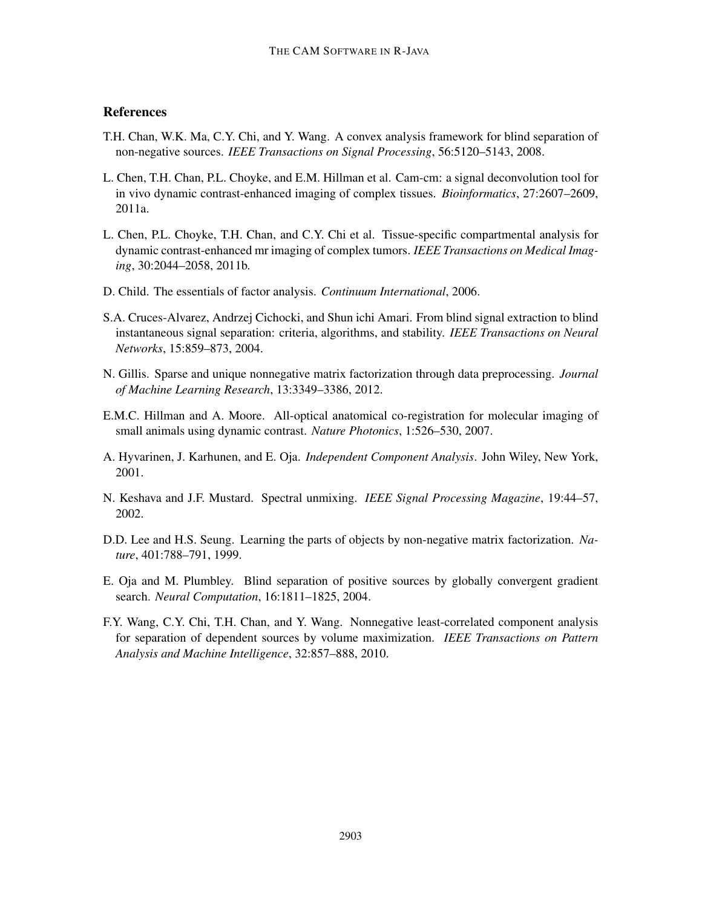## References

T.H. Chan, W.K. Ma, C.Y. Chi, and Y. Wang. A convex analysis framework for blind separation of non-negative sources. *IEEE Transactions on Signal Processing*, 56:5120–5143, 2008.

L. Chen, T.H. Chan, P.L. Choyke, and E.M. Hillman et al. Cam-cm: a signal deconvolution tool for in vivo dynamic contrast-enhanced imaging of complex tissues. *Bioinformatics*, 27:2607–2609, 2011a.

L. Chen, P.L. Choyke, T.H. Chan, and C.Y. Chi et al. Tissue-specific compartmental analysis for dynamic contrast-enhanced mr imaging of complex tumors. *IEEE Transactions on Medical Imaging*, 30:2044–2058, 2011b.

D. Child. The essentials of factor analysis. *Continuum International*, 2006.

S.A. Cruces-Alvarez, Andrzej Cichocki, and Shun ichi Amari. From blind signal extraction to blind instantaneous signal separation: criteria, algorithms, and stability. *IEEE Transactions on Neural Networks*, 15:859–873, 2004.

N. Gillis. Sparse and unique nonnegative matrix factorization through data preprocessing. *Journal of Machine Learning Research*, 13:3349–3386, 2012.

E.M.C. Hillman and A. Moore. All-optical anatomical co-registration for molecular imaging of small animals using dynamic contrast. *Nature Photonics*, 1:526–530, 2007.

A. Hyvarinen, J. Karhunen, and E. Oja. *Independent Component Analysis*. John Wiley, New York, 2001.

N. Keshava and J.F. Mustard. Spectral unmixing. *IEEE Signal Processing Magazine*, 19:44–57, 2002.

D.D. Lee and H.S. Seung. Learning the parts of objects by non-negative matrix factorization. *Nature*, 401:788–791, 1999.

E. Oja and M. Plumbley. Blind separation of positive sources by globally convergent gradient search. *Neural Computation*, 16:1811–1825, 2004.

F.Y. Wang, C.Y. Chi, T.H. Chan, and Y. Wang. Nonnegative least-correlated component analysis for separation of dependent sources by volume maximization. *IEEE Transactions on Pattern Analysis and Machine Intelligence*, 32:857–888, 2010.